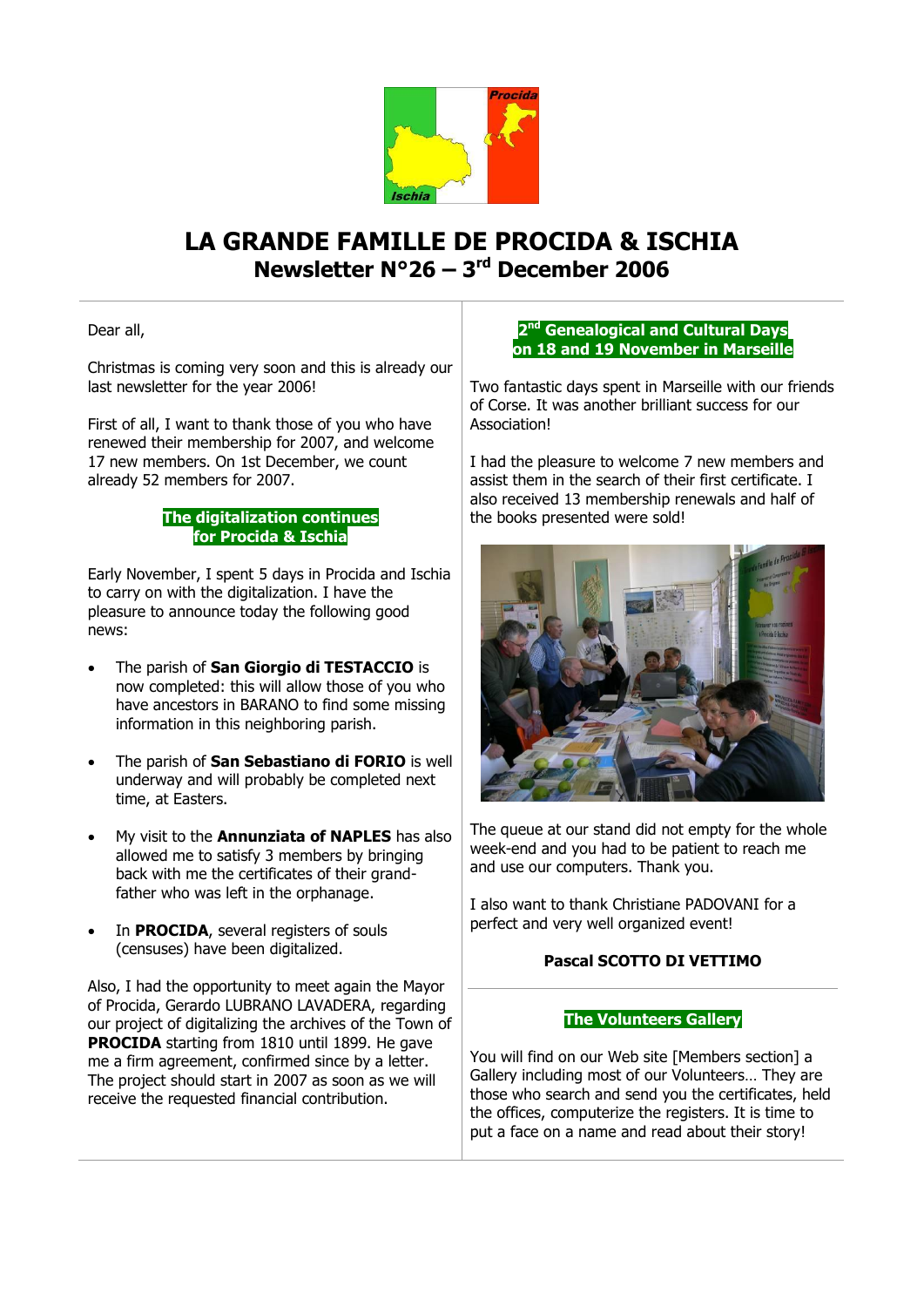# LA GRANDE FAMILLE DE PROCIDA & ISCHIA

## Newsletter N°26 – 3rd December 2006

Dear all,

Christmas is coming very soon and this is already our last newsletter for the year 2006!

First of all, I want to thank those of you who have renewed their membership for 2007, and welcome 17 new members. On 1st December, we count already 52 members for 2007.

### The digitalization continues for Procida & Ischia

Early November, I spent 5 days in Procida and Ischia to carry on with the digitalization. I have the pleasure to announce today the following good news:

- The parish of **San Giorgio di TESTACCIO** is now completed: this will allow those of you who have ancestors in BARANO to find some missing information in this neighboring parish.
- The parish of **San Sebastiano di FORIO** is well underway and will probably be completed next time, at Easters.
- My visit to the **Annunziata of NAPLES** has also allowed me to satisfy 3 members by bringing back with me the certificates of their grand-father who was left in the orphanage.
- In **PROCIDA**, several registers of souls (censuses) have been digitalized.

Also, I had the opportunity to meet again the Mayor of Procida, Gerardo LUBRANO LAVADERA, regarding our project of digitalizing the archives of the Town of **PROCIDA** starting from 1810 until 1899. He gave me a firm agreement, confirmed since by a letter. The project should start in 2007 as soon as we will receive the requested financial contribution.

### 2nd Genealogical and Cultural Days on 18 and 19 November in Marseille

Two fantastic days spent in Marseille with our friends of Corse. It was another brilliant success for our Association!

I had the pleasure to welcome 7 new members and assist them in the search of their first certificate. I also received 13 membership renewals and half of the books presented were sold!

The queue at our stand did not empty for the whole week-end and you had to be patient to reach me and use our computers. Thank you.

I also want to thank Christiane PADOVANI for a perfect and very well organized event!

**Pascal SCOTTO DI VETTIMO**

### The Volunteers Gallery

You will find on our Web site [Members section] a Gallery including most of our Volunteers… They are those who search and send you the certificates, held the offices, computerize the registers. It is time to put a face on a name and read about their story!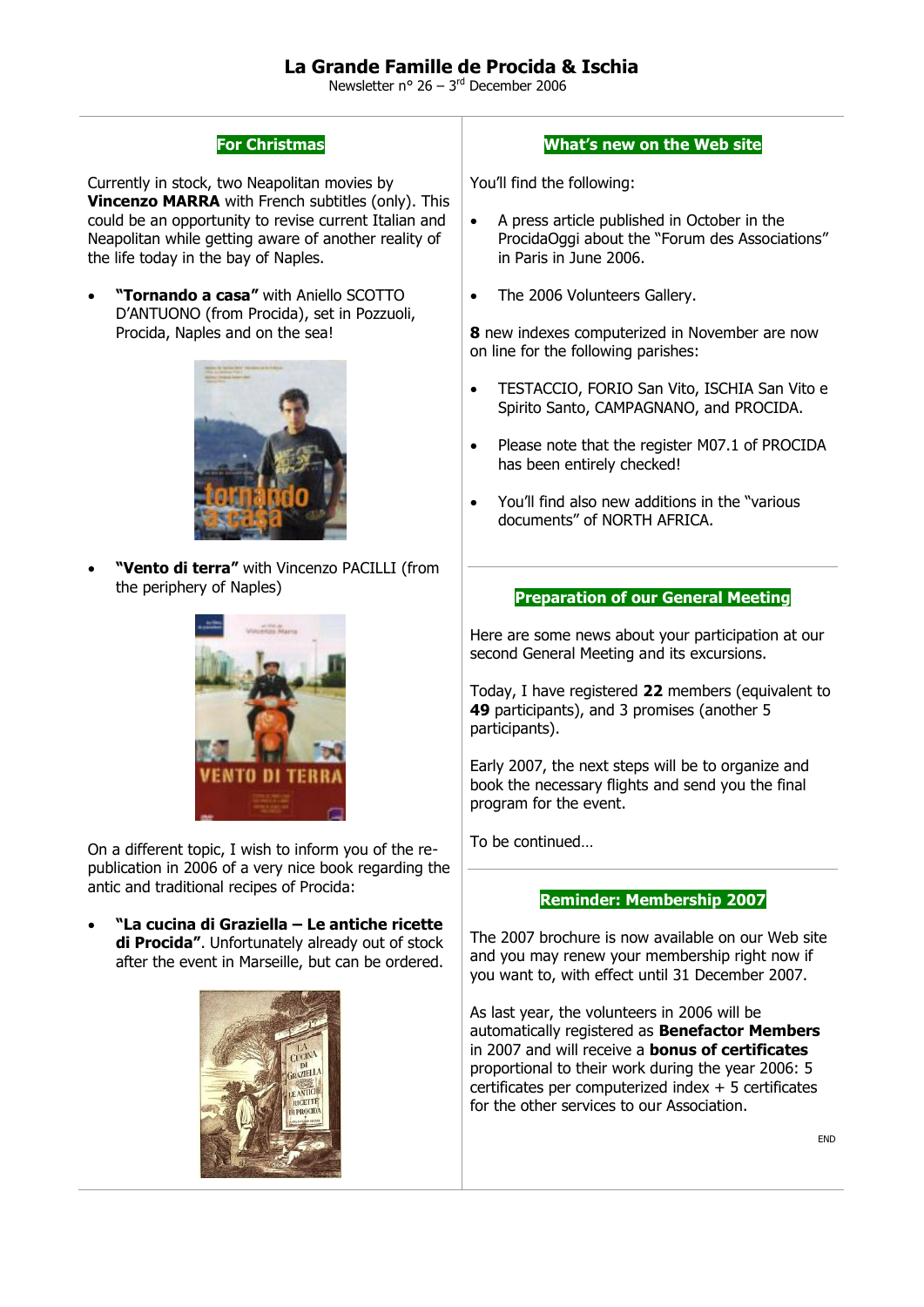# La Grande Famille de Procida & Ischia

Newsletter n° 26 – 3rd December 2006

## For Christmas

Currently in stock, two Neapolitan movies by **Vincenzo MARRA** with French subtitles (only). This could be an opportunity to revise current Italian and Neapolitan while getting aware of another reality of the life today in the bay of Naples.

- **"Tornando a casa"** with Aniello SCOTTO D'ANTUONO (from Procida), set in Pozzuoli, Procida, Naples and on the sea!

- **"Vento di terra"** with Vincenzo PACILLI (from the periphery of Naples)

On a different topic, I wish to inform you of the re-publication in 2006 of a very nice book regarding the antic and traditional recipes of Procida:

- **"La cucina di Graziella – Le antiche ricette di Procida"**. Unfortunately already out of stock after the event in Marseille, but can be ordered.

## What's new on the Web site

You'll find the following:

- A press article published in October in the ProcidaOggi about the "Forum des Associations" in Paris in June 2006.
- The 2006 Volunteers Gallery.

**8** new indexes computerized in November are now on line for the following parishes:

- TESTACCIO, FORIO San Vito, ISCHIA San Vito e Spirito Santo, CAMPAGNANO, and PROCIDA.
- Please note that the register M07.1 of PROCIDA has been entirely checked!
- You'll find also new additions in the "various documents" of NORTH AFRICA.

## Preparation of our General Meeting

Here are some news about your participation at our second General Meeting and its excursions.

Today, I have registered **22** members (equivalent to **49** participants), and 3 promises (another 5 participants).

Early 2007, the next steps will be to organize and book the necessary flights and send you the final program for the event.

To be continued…

## Reminder: Membership 2007

The 2007 brochure is now available on our Web site and you may renew your membership right now if you want to, with effect until 31 December 2007.

As last year, the volunteers in 2006 will be automatically registered as **Benefactor Members** in 2007 and will receive a **bonus of certificates** proportional to their work during the year 2006: 5 certificates per computerized index + 5 certificates for the other services to our Association.

END